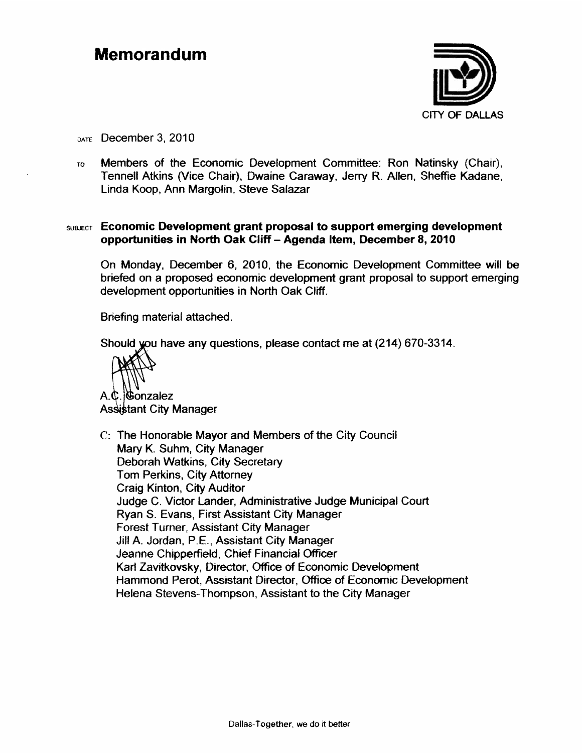# Memorandum

CITY OF DALLAS

DATE December 3, 2010

TO Members of the Economic Development Committee: Ron Natinsky (Chair), Tennell Atkins (Vice Chair), Dwaine Caraway, Jerry R. Allen, Sheffie Kadane, Linda Koop, Ann Margolin, Steve Salazar

SUBJECT **Economic Development grant proposal to support emerging development opportunities in North Oak Cliff – Agenda Item, December 8, 2010**

On Monday, December 6, 2010, the Economic Development Committee will be briefed on a proposed economic development grant proposal to support emerging development opportunities in North Oak Cliff.

Briefing material attached.

Should you have any questions, please contact me at (214) 670-3314.

A.C. Gonzalez
Assistant City Manager

C: The Honorable Mayor and Members of the City Council
Mary K. Suhm, City Manager
Deborah Watkins, City Secretary
Tom Perkins, City Attorney
Craig Kinton, City Auditor
Judge C. Victor Lander, Administrative Judge Municipal Court
Ryan S. Evans, First Assistant City Manager
Forest Turner, Assistant City Manager
Jill A. Jordan, P.E., Assistant City Manager
Jeanne Chipperfield, Chief Financial Officer
Karl Zavitkovsky, Director, Office of Economic Development
Hammond Perot, Assistant Director, Office of Economic Development
Helena Stevens-Thompson, Assistant to the City Manager

Dallas-Together, we do it better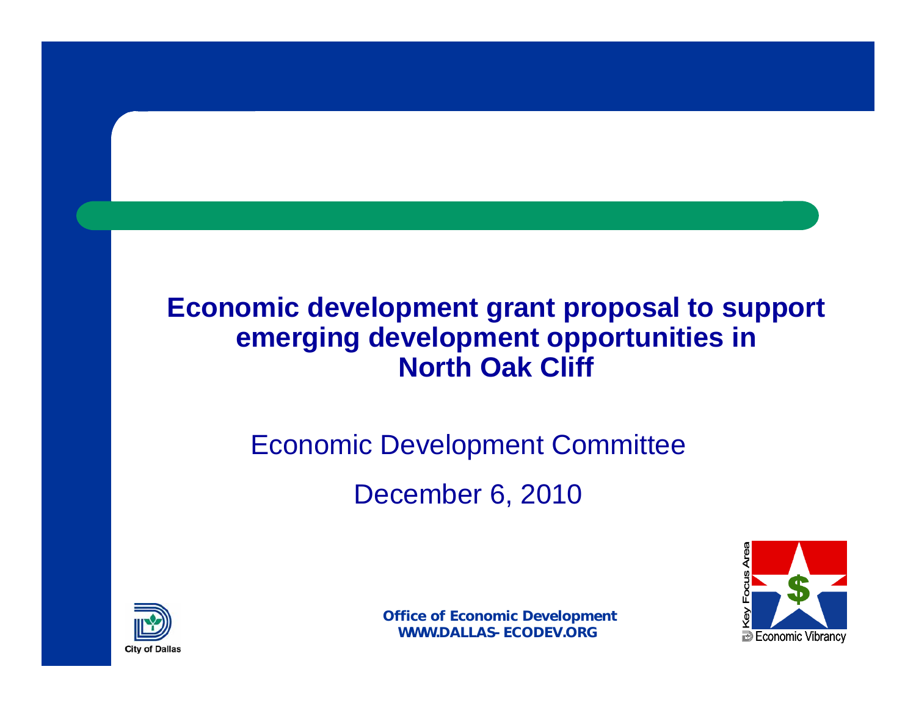# Economic development grant proposal to support emerging development opportunities in North Oak Cliff

Economic Development Committee

December 6, 2010

City of Dallas

**Office of Economic Development**
**WWW.DALLAS-ECODEV.ORG**

Key Focus Area
Economic Vibrancy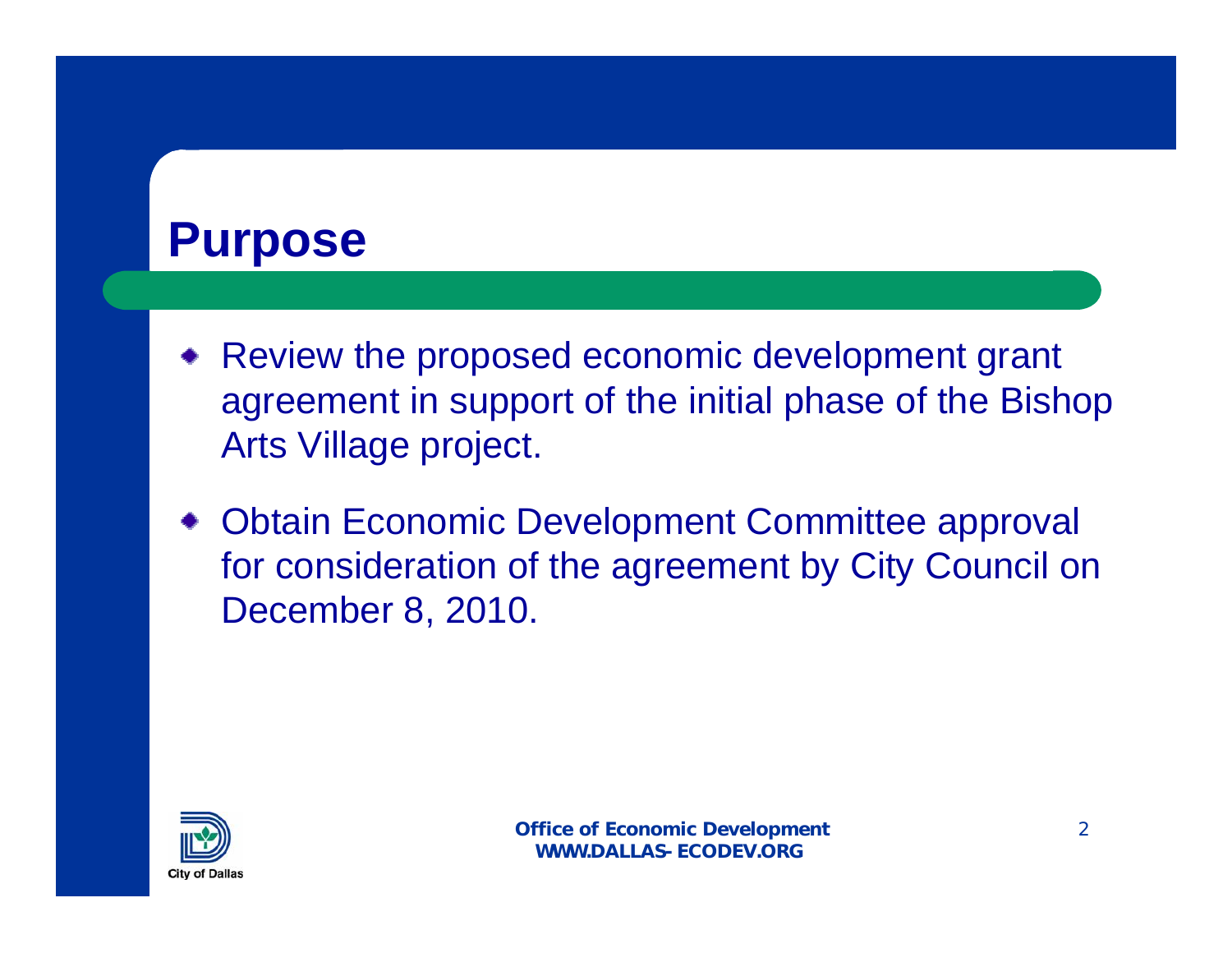# Purpose

- Review the proposed economic development grant agreement in support of the initial phase of the Bishop Arts Village project.
- Obtain Economic Development Committee approval for consideration of the agreement by City Council on December 8, 2010.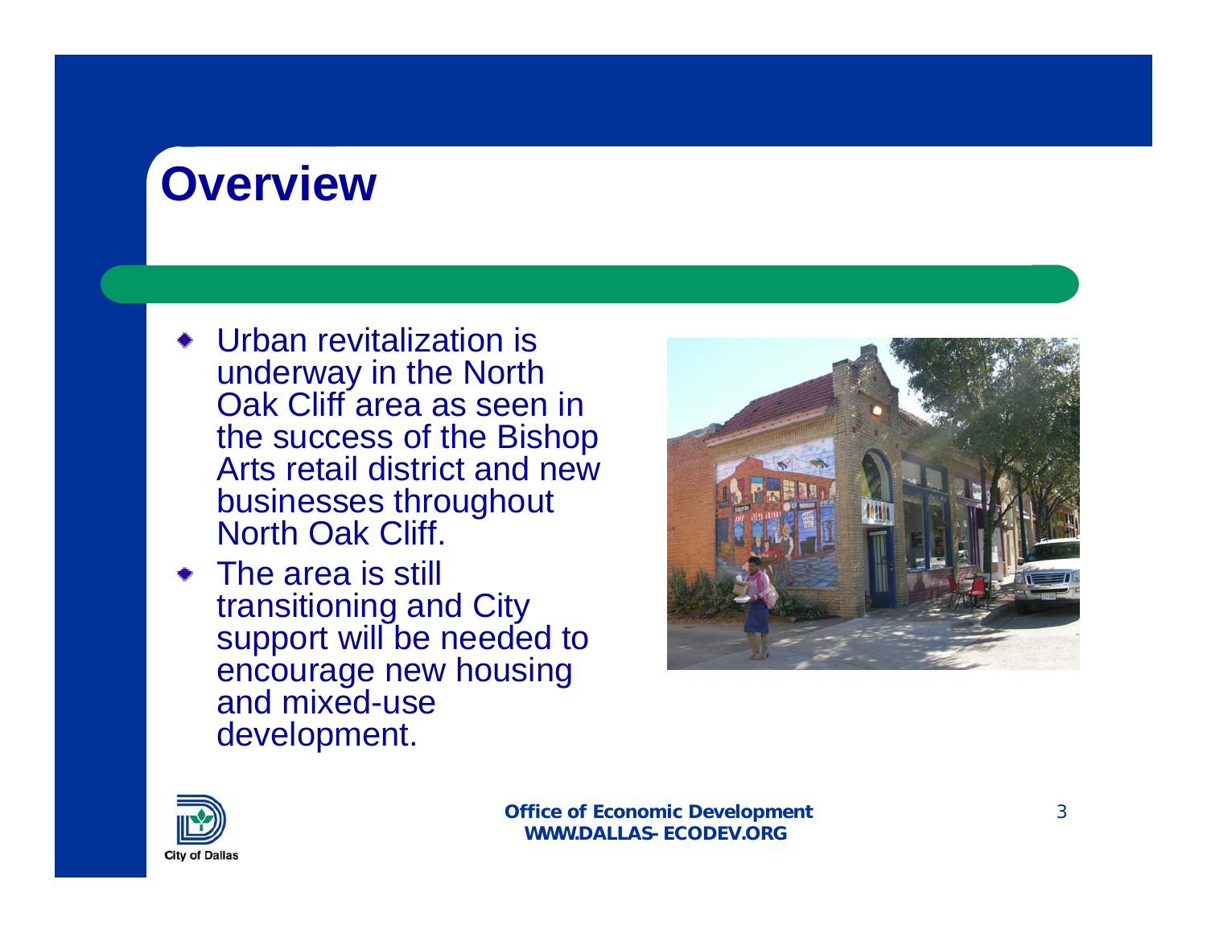# Overview

- Urban revitalization is underway in the North Oak Cliff area as seen in the success of the Bishop Arts retail district and new businesses throughout North Oak Cliff.
- The area is still transitioning and City support will be needed to encourage new housing and mixed-use development.

City of Dallas

**Office of Economic Development**
**WWW.DALLAS-ECODEV.ORG**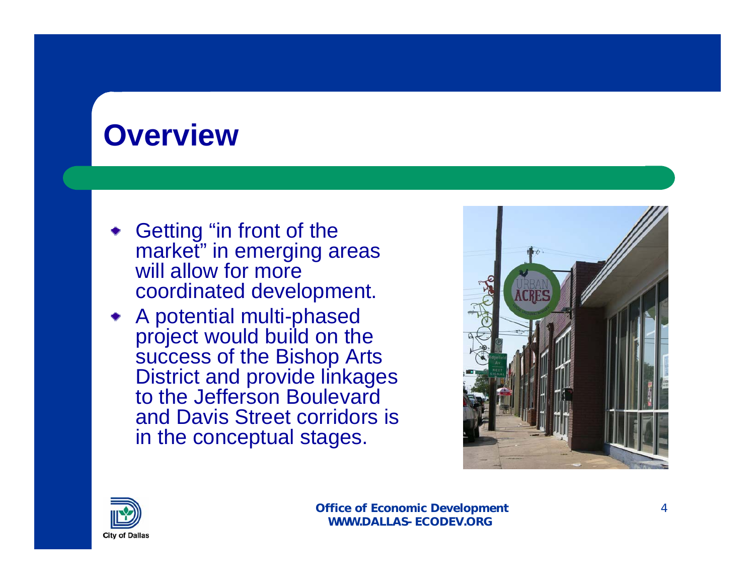# Overview

- Getting "in front of the market" in emerging areas will allow for more coordinated development.
- A potential multi-phased project would build on the success of the Bishop Arts District and provide linkages to the Jefferson Boulevard and Davis Street corridors is in the conceptual stages.

**Office of Economic Development**
**WWW.DALLAS-ECODEV.ORG**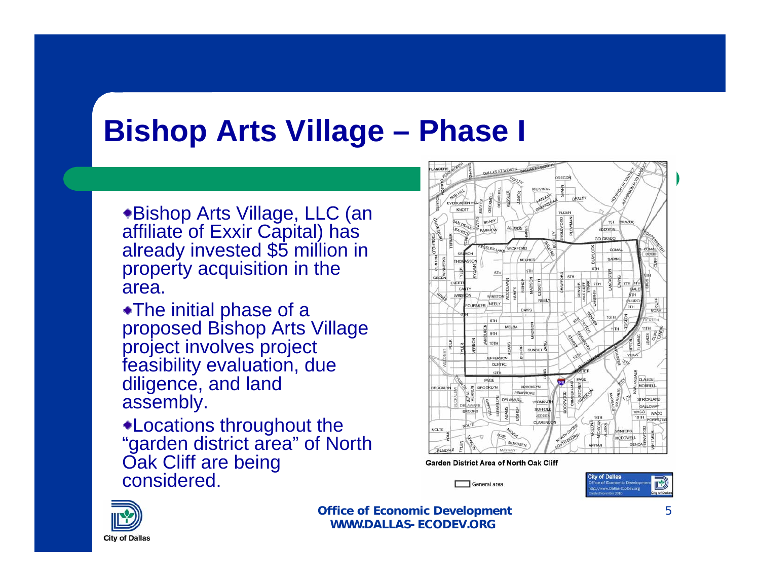# Bishop Arts Village – Phase I

- Bishop Arts Village, LLC (an affiliate of Exxir Capital) has already invested $5 million in property acquisition in the area.
- The initial phase of a proposed Bishop Arts Village project involves project feasibility evaluation, due diligence, and land assembly.
- Locations throughout the "garden district area" of North Oak Cliff are being considered.

Garden District Area of North Oak Cliff

General area

City of Dallas
Office of Economic Development
http://www.Dallas-EcoDev.org
Created November 2010

**Office of Economic Development**
**WWW.DALLAS-ECODEV.ORG**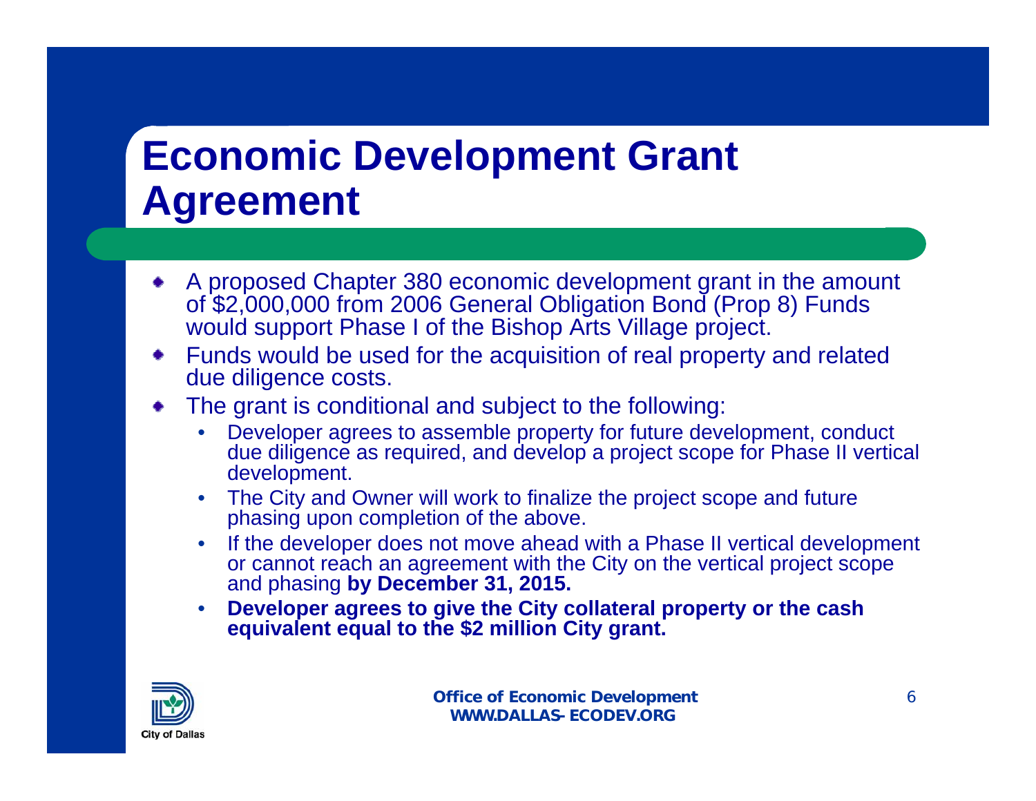# Economic Development Grant Agreement

- A proposed Chapter 380 economic development grant in the amount of $2,000,000 from 2006 General Obligation Bond (Prop 8) Funds would support Phase I of the Bishop Arts Village project.
- Funds would be used for the acquisition of real property and related due diligence costs.
- The grant is conditional and subject to the following:
  - Developer agrees to assemble property for future development, conduct due diligence as required, and develop a project scope for Phase II vertical development.
  - The City and Owner will work to finalize the project scope and future phasing upon completion of the above.
  - If the developer does not move ahead with a Phase II vertical development or cannot reach an agreement with the City on the vertical project scope and phasing **by December 31, 2015.**
  - **Developer agrees to give the City collateral property or the cash equivalent equal to the $2 million City grant.**

City of Dallas

**Office of Economic Development**
**WWW.DALLAS-ECODEV.ORG**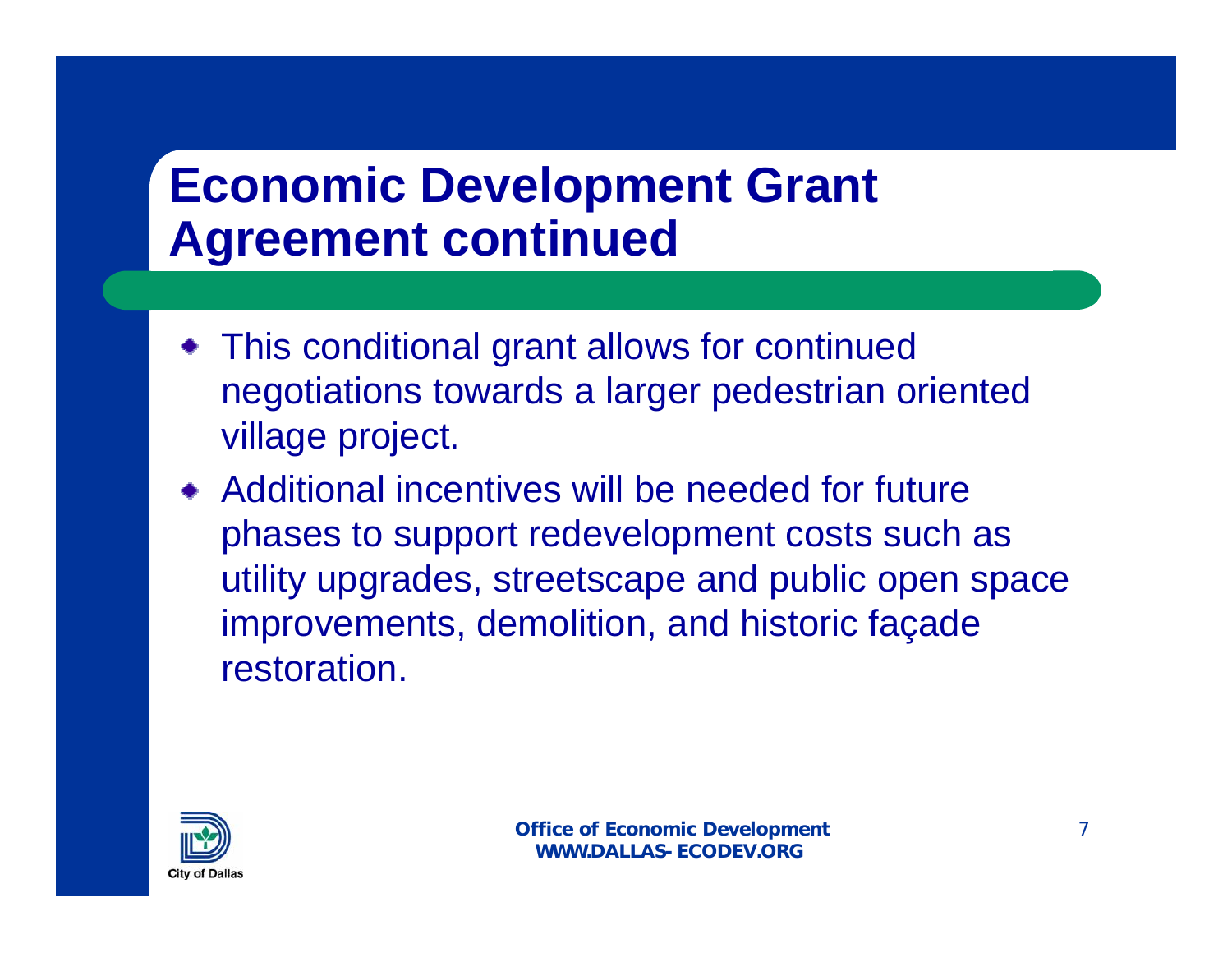# Economic Development Grant Agreement continued

- This conditional grant allows for continued negotiations towards a larger pedestrian oriented village project.
- Additional incentives will be needed for future phases to support redevelopment costs such as utility upgrades, streetscape and public open space improvements, demolition, and historic façade restoration.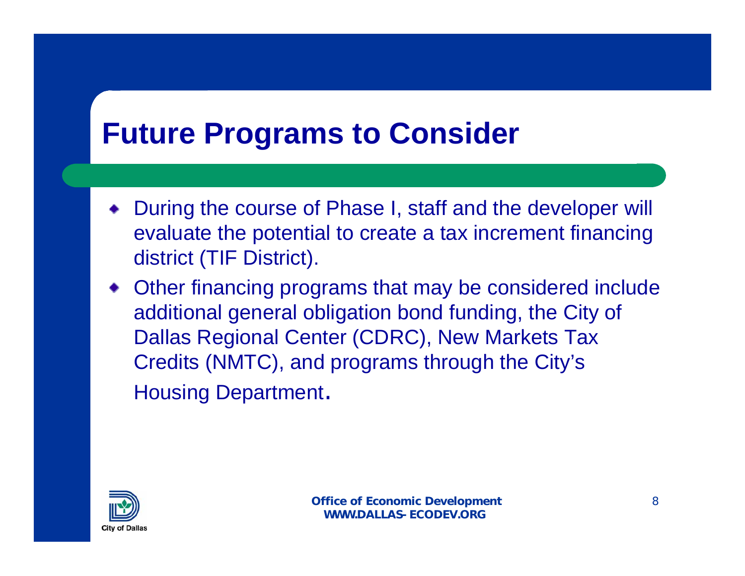# Future Programs to Consider

- During the course of Phase I, staff and the developer will evaluate the potential to create a tax increment financing district (TIF District).
- Other financing programs that may be considered include additional general obligation bond funding, the City of Dallas Regional Center (CDRC), New Markets Tax Credits (NMTC), and programs through the City's Housing Department.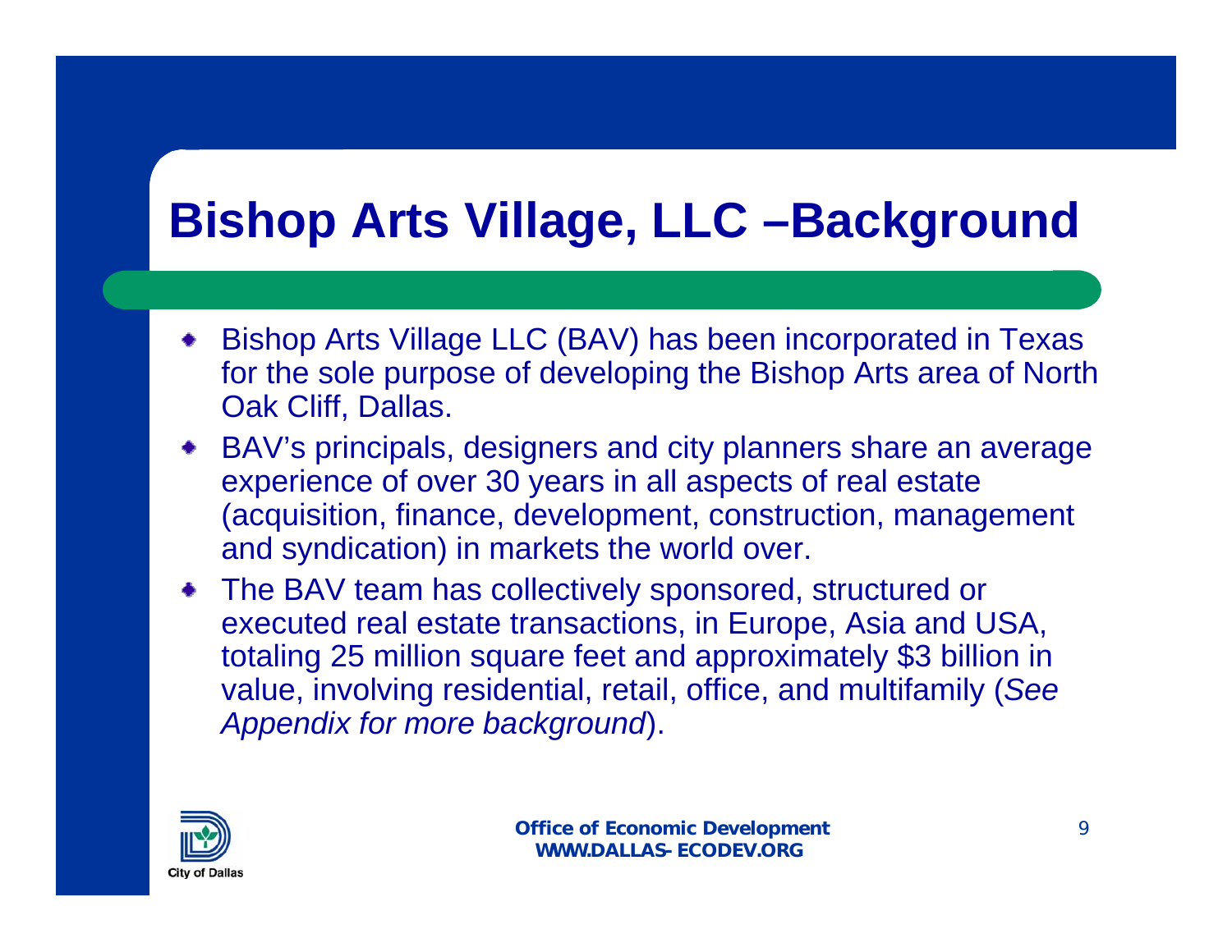# Bishop Arts Village, LLC –Background

- Bishop Arts Village LLC (BAV) has been incorporated in Texas for the sole purpose of developing the Bishop Arts area of North Oak Cliff, Dallas.
- BAV's principals, designers and city planners share an average experience of over 30 years in all aspects of real estate (acquisition, finance, development, construction, management and syndication) in markets the world over.
- The BAV team has collectively sponsored, structured or executed real estate transactions, in Europe, Asia and USA, totaling 25 million square feet and approximately $3 billion in value, involving residential, retail, office, and multifamily (*See Appendix for more background*).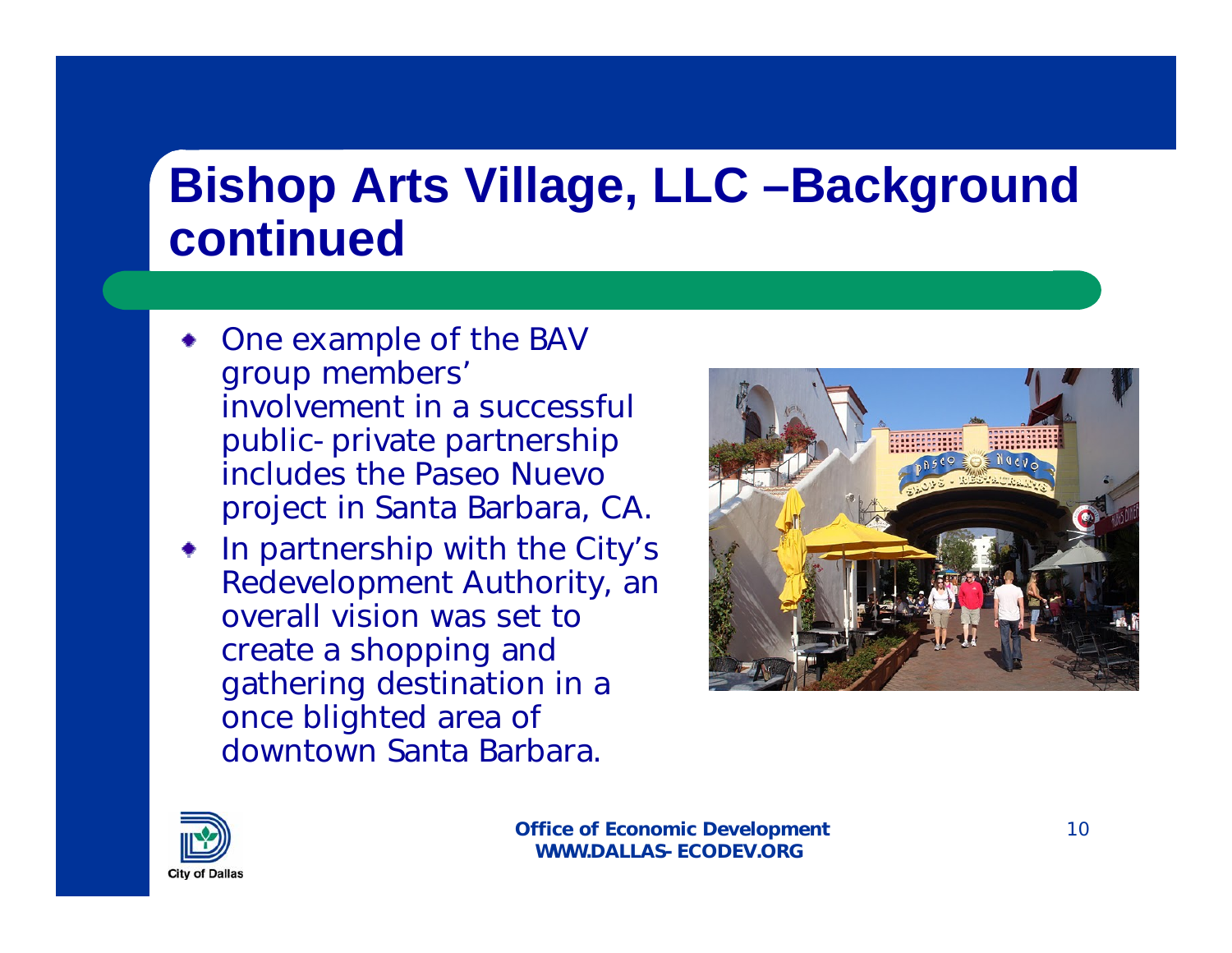# Bishop Arts Village, LLC –Background continued

- One example of the BAV group members' involvement in a successful public- private partnership includes the Paseo Nuevo project in Santa Barbara, CA.
- In partnership with the City's Redevelopment Authority, an overall vision was set to create a shopping and gathering destination in a once blighted area of downtown Santa Barbara.

**Office of Economic Development**
**WWW.DALLAS-ECODEV.ORG**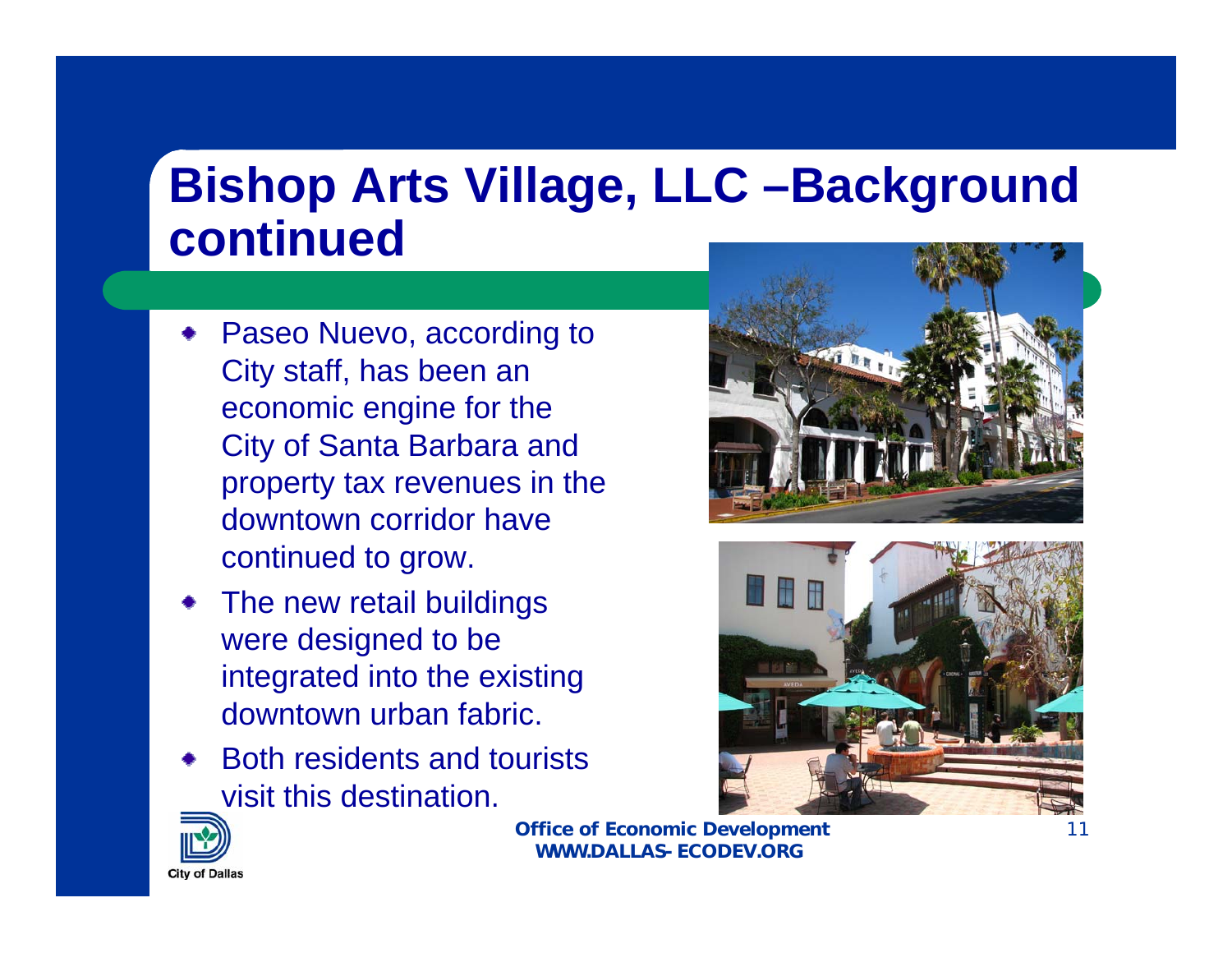# Bishop Arts Village, LLC –Background continued

- Paseo Nuevo, according to City staff, has been an economic engine for the City of Santa Barbara and property tax revenues in the downtown corridor have continued to grow.
- The new retail buildings were designed to be integrated into the existing downtown urban fabric.
- Both residents and tourists visit this destination.

**Office of Economic Development**
**WWW.DALLAS-ECODEV.ORG**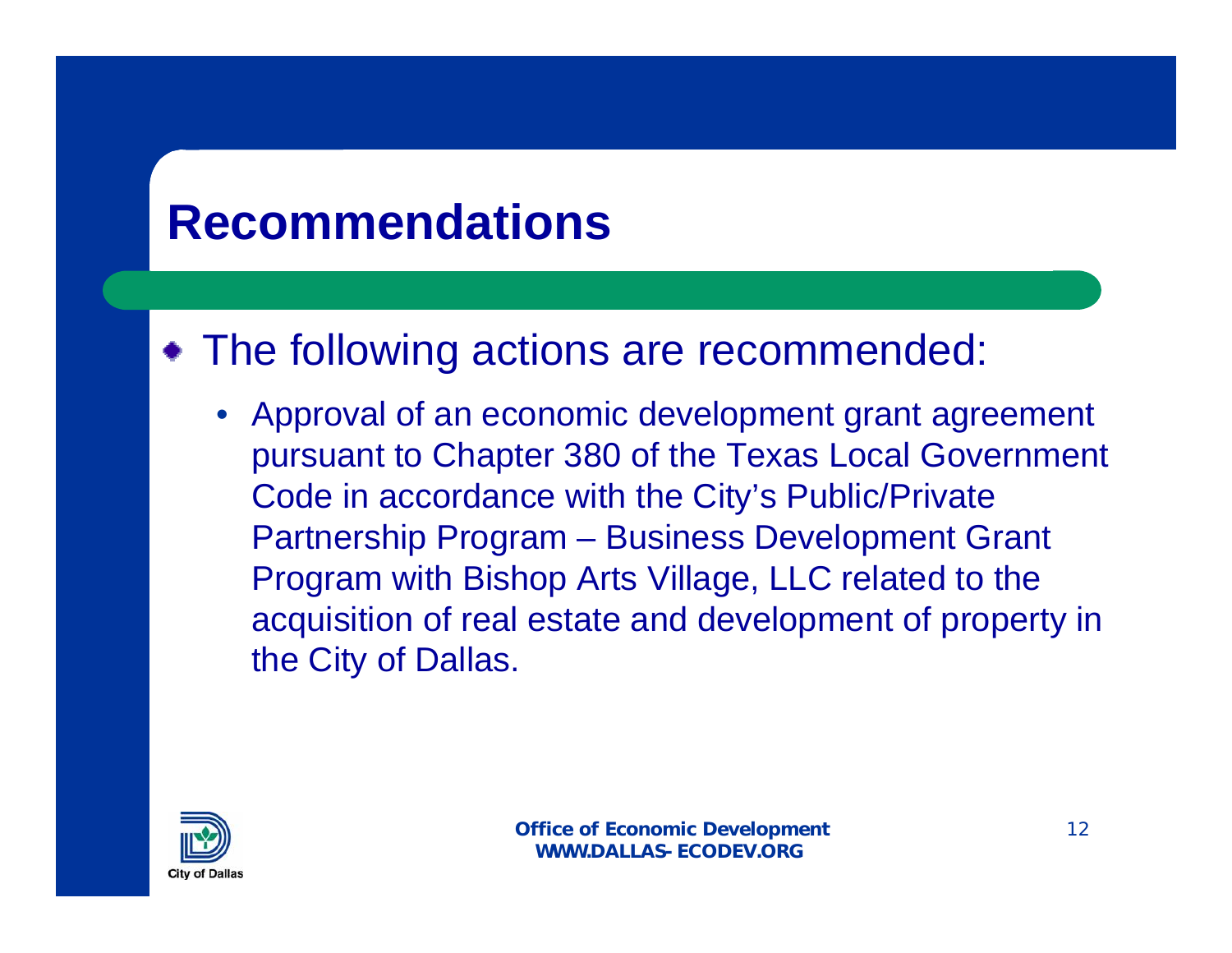# Recommendations

- The following actions are recommended:
  - Approval of an economic development grant agreement pursuant to Chapter 380 of the Texas Local Government Code in accordance with the City's Public/Private Partnership Program – Business Development Grant Program with Bishop Arts Village, LLC related to the acquisition of real estate and development of property in the City of Dallas.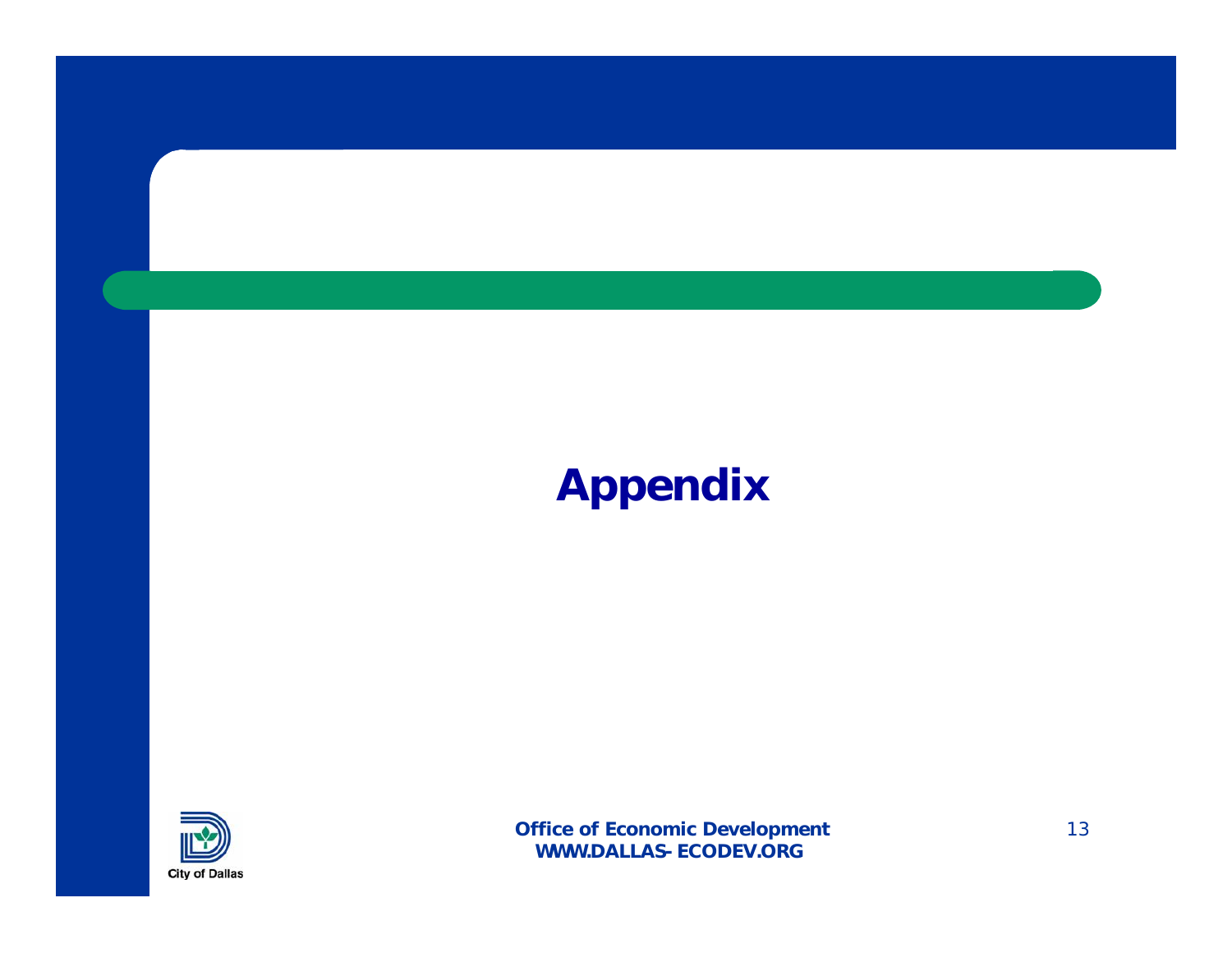# Appendix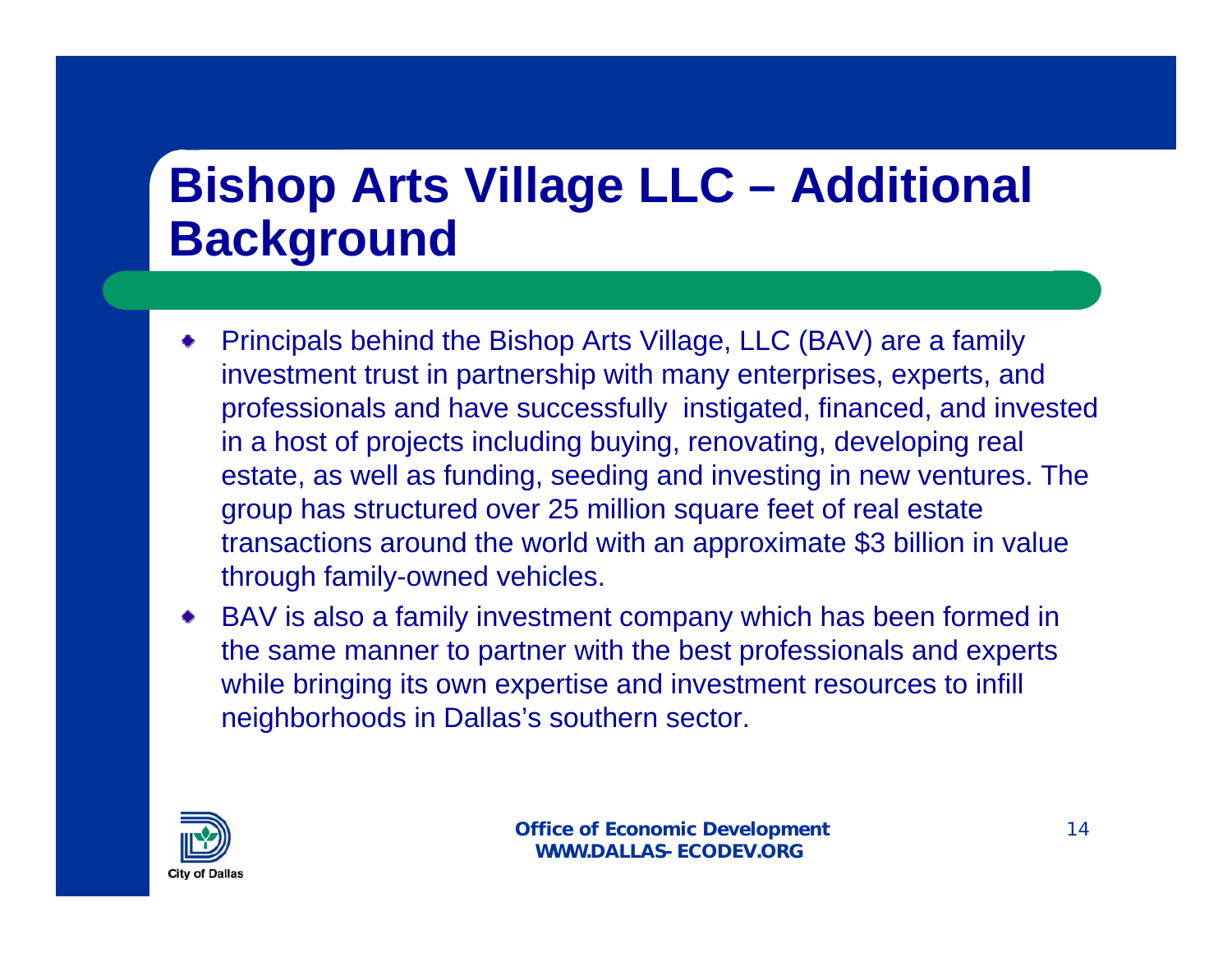# Bishop Arts Village LLC – Additional Background

- Principals behind the Bishop Arts Village, LLC (BAV) are a family investment trust in partnership with many enterprises, experts, and professionals and have successfully instigated, financed, and invested in a host of projects including buying, renovating, developing real estate, as well as funding, seeding and investing in new ventures. The group has structured over 25 million square feet of real estate transactions around the world with an approximate $3 billion in value through family-owned vehicles.
- BAV is also a family investment company which has been formed in the same manner to partner with the best professionals and experts while bringing its own expertise and investment resources to infill neighborhoods in Dallas's southern sector.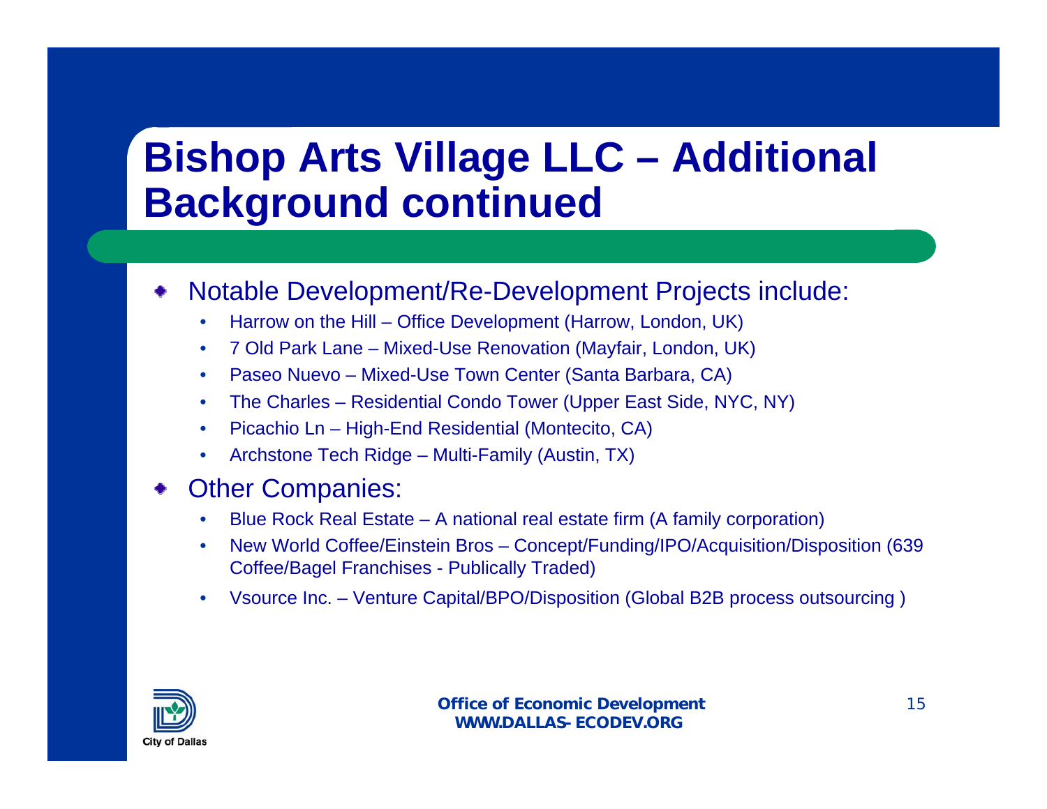# Bishop Arts Village LLC – Additional Background continued

- Notable Development/Re-Development Projects include:
  - Harrow on the Hill – Office Development (Harrow, London, UK)
  - 7 Old Park Lane – Mixed-Use Renovation (Mayfair, London, UK)
  - Paseo Nuevo – Mixed-Use Town Center (Santa Barbara, CA)
  - The Charles – Residential Condo Tower (Upper East Side, NYC, NY)
  - Picachio Ln – High-End Residential (Montecito, CA)
  - Archstone Tech Ridge – Multi-Family (Austin, TX)
- Other Companies:
  - Blue Rock Real Estate – A national real estate firm (A family corporation)
  - New World Coffee/Einstein Bros – Concept/Funding/IPO/Acquisition/Disposition (639 Coffee/Bagel Franchises - Publically Traded)
  - Vsource Inc. – Venture Capital/BPO/Disposition (Global B2B process outsourcing )